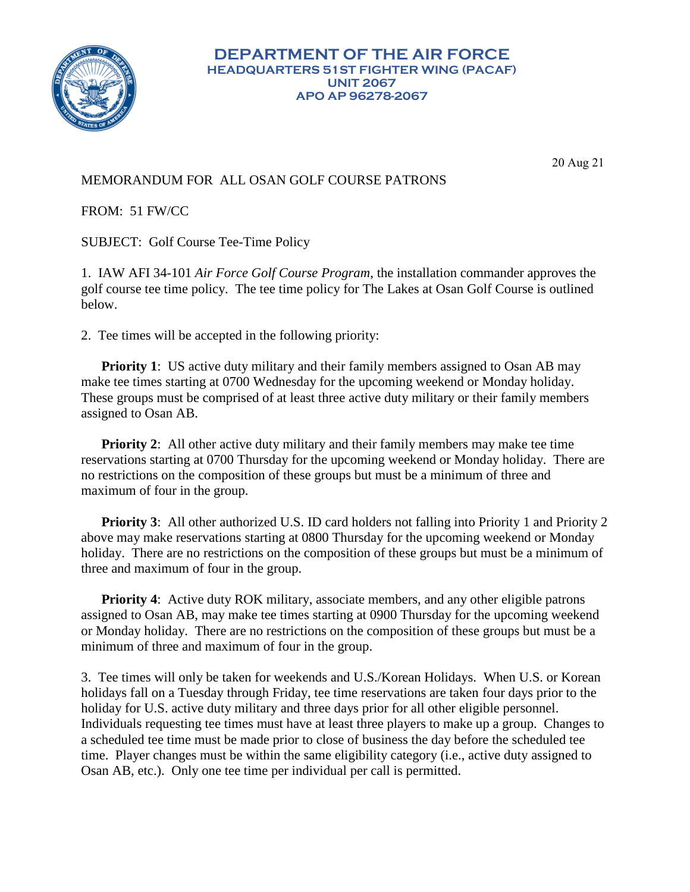**DEPARTMENT OF THE AIR FORCE**
**HEADQUARTERS 51ST FIGHTER WING (PACAF)**
**UNIT 2067**
**APO AP 96278-2067**

20 Aug 21

MEMORANDUM FOR ALL OSAN GOLF COURSE PATRONS

FROM: 51 FW/CC

SUBJECT: Golf Course Tee-Time Policy

1. IAW AFI 34-101 *Air Force Golf Course Program*, the installation commander approves the golf course tee time policy. The tee time policy for The Lakes at Osan Golf Course is outlined below.

2. Tee times will be accepted in the following priority:

**Priority 1**: US active duty military and their family members assigned to Osan AB may make tee times starting at 0700 Wednesday for the upcoming weekend or Monday holiday. These groups must be comprised of at least three active duty military or their family members assigned to Osan AB.

**Priority 2**: All other active duty military and their family members may make tee time reservations starting at 0700 Thursday for the upcoming weekend or Monday holiday. There are no restrictions on the composition of these groups but must be a minimum of three and maximum of four in the group.

**Priority 3**: All other authorized U.S. ID card holders not falling into Priority 1 and Priority 2 above may make reservations starting at 0800 Thursday for the upcoming weekend or Monday holiday. There are no restrictions on the composition of these groups but must be a minimum of three and maximum of four in the group.

**Priority 4**: Active duty ROK military, associate members, and any other eligible patrons assigned to Osan AB, may make tee times starting at 0900 Thursday for the upcoming weekend or Monday holiday. There are no restrictions on the composition of these groups but must be a minimum of three and maximum of four in the group.

3. Tee times will only be taken for weekends and U.S./Korean Holidays. When U.S. or Korean holidays fall on a Tuesday through Friday, tee time reservations are taken four days prior to the holiday for U.S. active duty military and three days prior for all other eligible personnel. Individuals requesting tee times must have at least three players to make up a group. Changes to a scheduled tee time must be made prior to close of business the day before the scheduled tee time. Player changes must be within the same eligibility category (i.e., active duty assigned to Osan AB, etc.). Only one tee time per individual per call is permitted.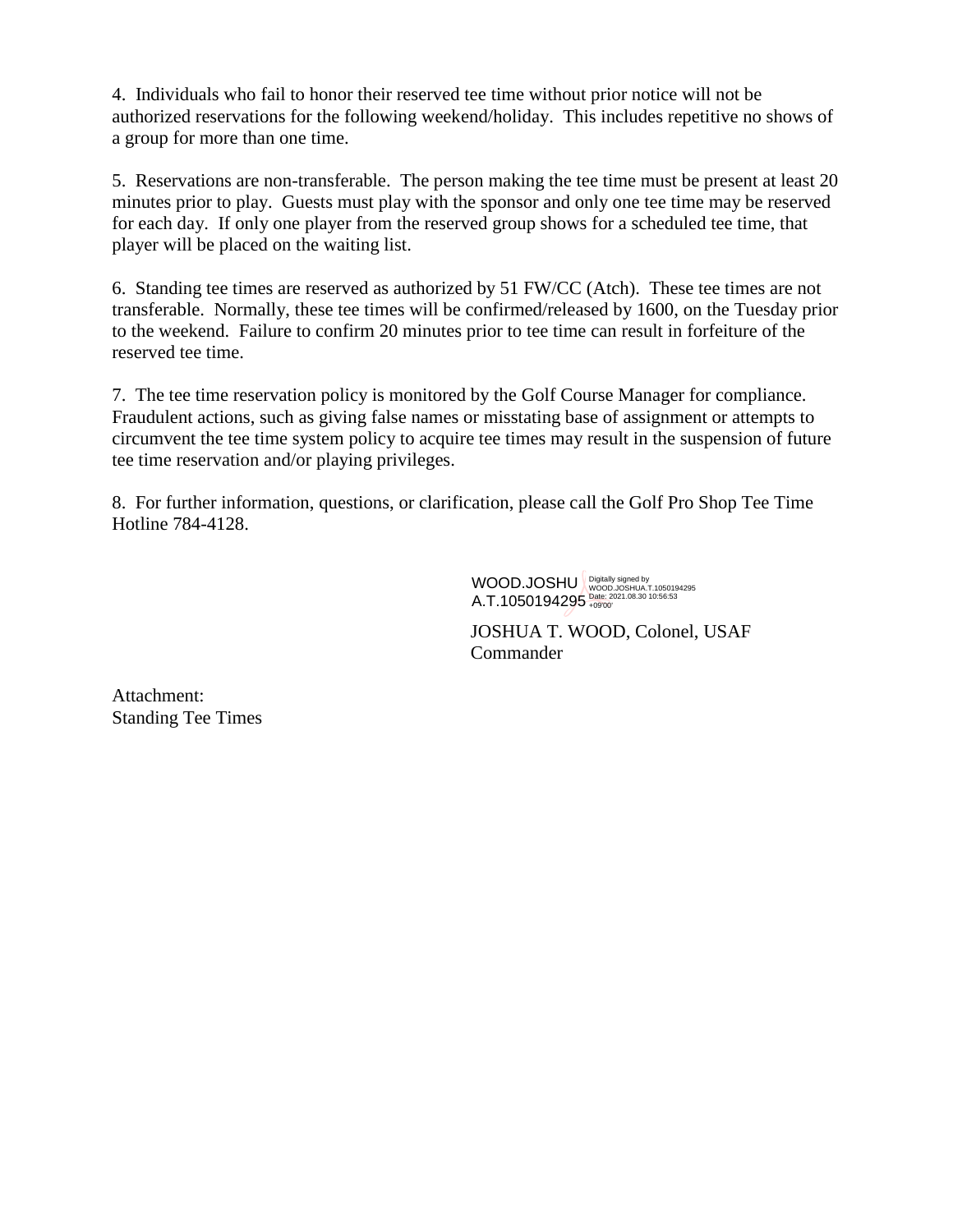4. Individuals who fail to honor their reserved tee time without prior notice will not be authorized reservations for the following weekend/holiday. This includes repetitive no shows of a group for more than one time.

5. Reservations are non-transferable. The person making the tee time must be present at least 20 minutes prior to play. Guests must play with the sponsor and only one tee time may be reserved for each day. If only one player from the reserved group shows for a scheduled tee time, that player will be placed on the waiting list.

6. Standing tee times are reserved as authorized by 51 FW/CC (Atch). These tee times are not transferable. Normally, these tee times will be confirmed/released by 1600, on the Tuesday prior to the weekend. Failure to confirm 20 minutes prior to tee time can result in forfeiture of the reserved tee time.

7. The tee time reservation policy is monitored by the Golf Course Manager for compliance. Fraudulent actions, such as giving false names or misstating base of assignment or attempts to circumvent the tee time system policy to acquire tee times may result in the suspension of future tee time reservation and/or playing privileges.

8. For further information, questions, or clarification, please call the Golf Pro Shop Tee Time Hotline 784-4128.

WOOD.JOSHUA.T.1050194295
Digitally signed by WOOD.JOSHUA.T.1050194295
Date: 2021.08.30 10:56:53 +09'00'

JOSHUA T. WOOD, Colonel, USAF
Commander

Attachment:
Standing Tee Times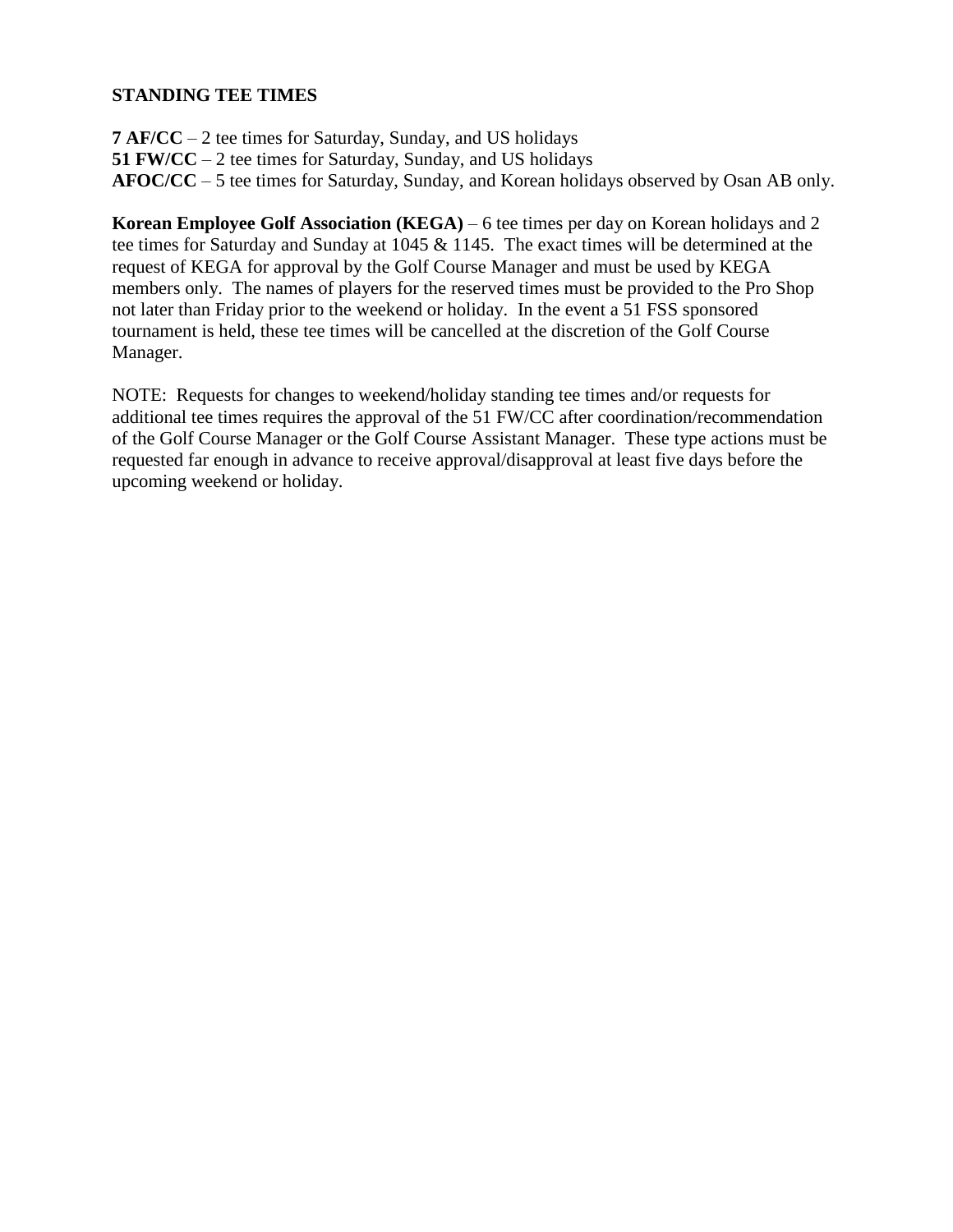**STANDING TEE TIMES**

**7 AF/CC** – 2 tee times for Saturday, Sunday, and US holidays
**51 FW/CC** – 2 tee times for Saturday, Sunday, and US holidays
**AFOC/CC** – 5 tee times for Saturday, Sunday, and Korean holidays observed by Osan AB only.

**Korean Employee Golf Association (KEGA)** – 6 tee times per day on Korean holidays and 2 tee times for Saturday and Sunday at 1045 & 1145. The exact times will be determined at the request of KEGA for approval by the Golf Course Manager and must be used by KEGA members only. The names of players for the reserved times must be provided to the Pro Shop not later than Friday prior to the weekend or holiday. In the event a 51 FSS sponsored tournament is held, these tee times will be cancelled at the discretion of the Golf Course Manager.

NOTE: Requests for changes to weekend/holiday standing tee times and/or requests for additional tee times requires the approval of the 51 FW/CC after coordination/recommendation of the Golf Course Manager or the Golf Course Assistant Manager. These type actions must be requested far enough in advance to receive approval/disapproval at least five days before the upcoming weekend or holiday.